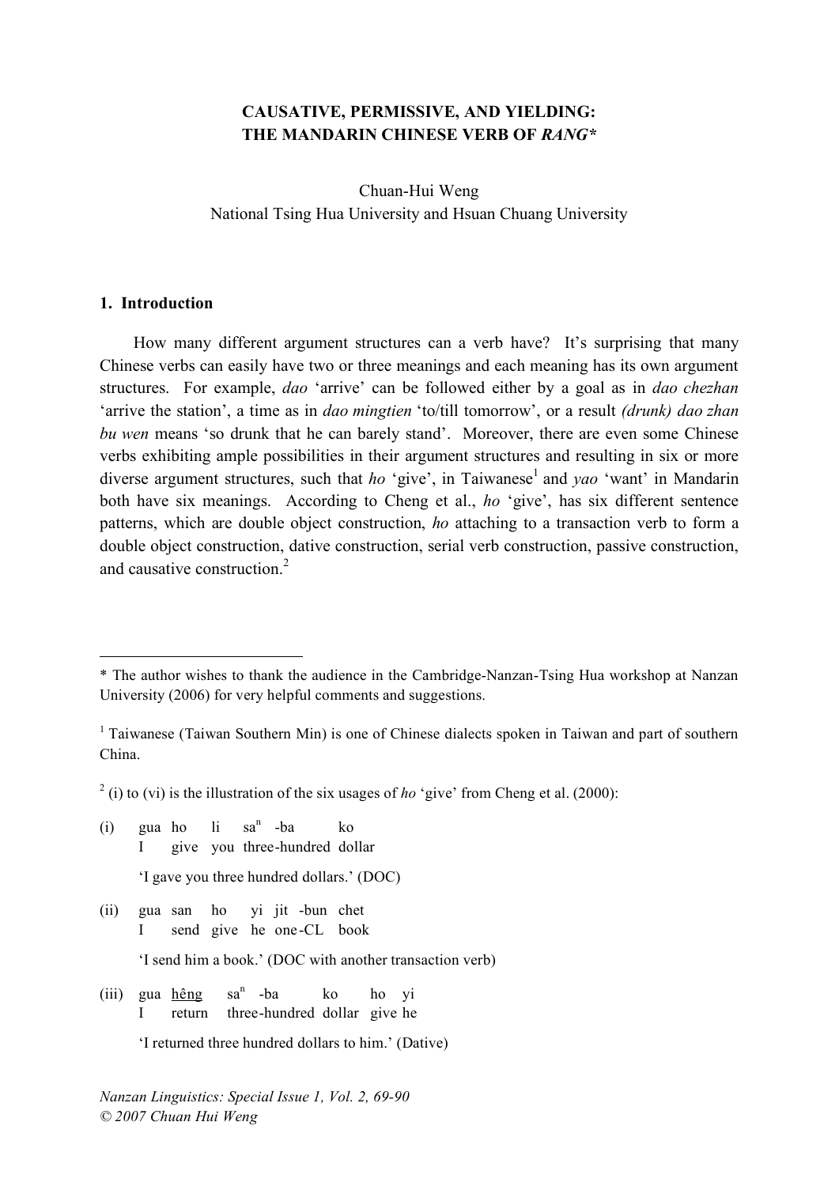# CAUSATIVE, PERMISSIVE, AND YIELDING: THE MANDARIN CHINESE VERB OF *RANG**

Chuan-Hui Weng
National Tsing Hua University and Hsuan Chuang University

## 1. Introduction

How many different argument structures can a verb have? It's surprising that many Chinese verbs can easily have two or three meanings and each meaning has its own argument structures. For example, *dao* 'arrive' can be followed either by a goal as in *dao chezhan* 'arrive the station', a time as in *dao mingtien* 'to/till tomorrow', or a result *(drunk) dao zhan bu wen* means 'so drunk that he can barely stand'. Moreover, there are even some Chinese verbs exhibiting ample possibilities in their argument structures and resulting in six or more diverse argument structures, such that *ho* 'give', in Taiwanese[1] and *yao* 'want' in Mandarin both have six meanings. According to Cheng et al., *ho* 'give', has six different sentence patterns, which are double object construction, *ho* attaching to a transaction verb to form a double object construction, dative construction, serial verb construction, passive construction, and causative construction.[2]

---

\* The author wishes to thank the audience in the Cambridge-Nanzan-Tsing Hua workshop at Nanzan University (2006) for very helpful comments and suggestions.

[1] Taiwanese (Taiwan Southern Min) is one of Chinese dialects spoken in Taiwan and part of southern China.

[2] (i) to (vi) is the illustration of the six usages of *ho* 'give' from Cheng et al. (2000):

(i) gua ho li sa$^{n}$ -ba ko
I give you three-hundred dollar

'I gave you three hundred dollars.' (DOC)

(ii) gua san ho yi jit -bun chet
I send give he one-CL book

'I send him a book.' (DOC with another transaction verb)

(iii) gua <u>hêng</u> sa$^{n}$ -ba ko ho yi
I return three-hundred dollar give he

'I returned three hundred dollars to him.' (Dative)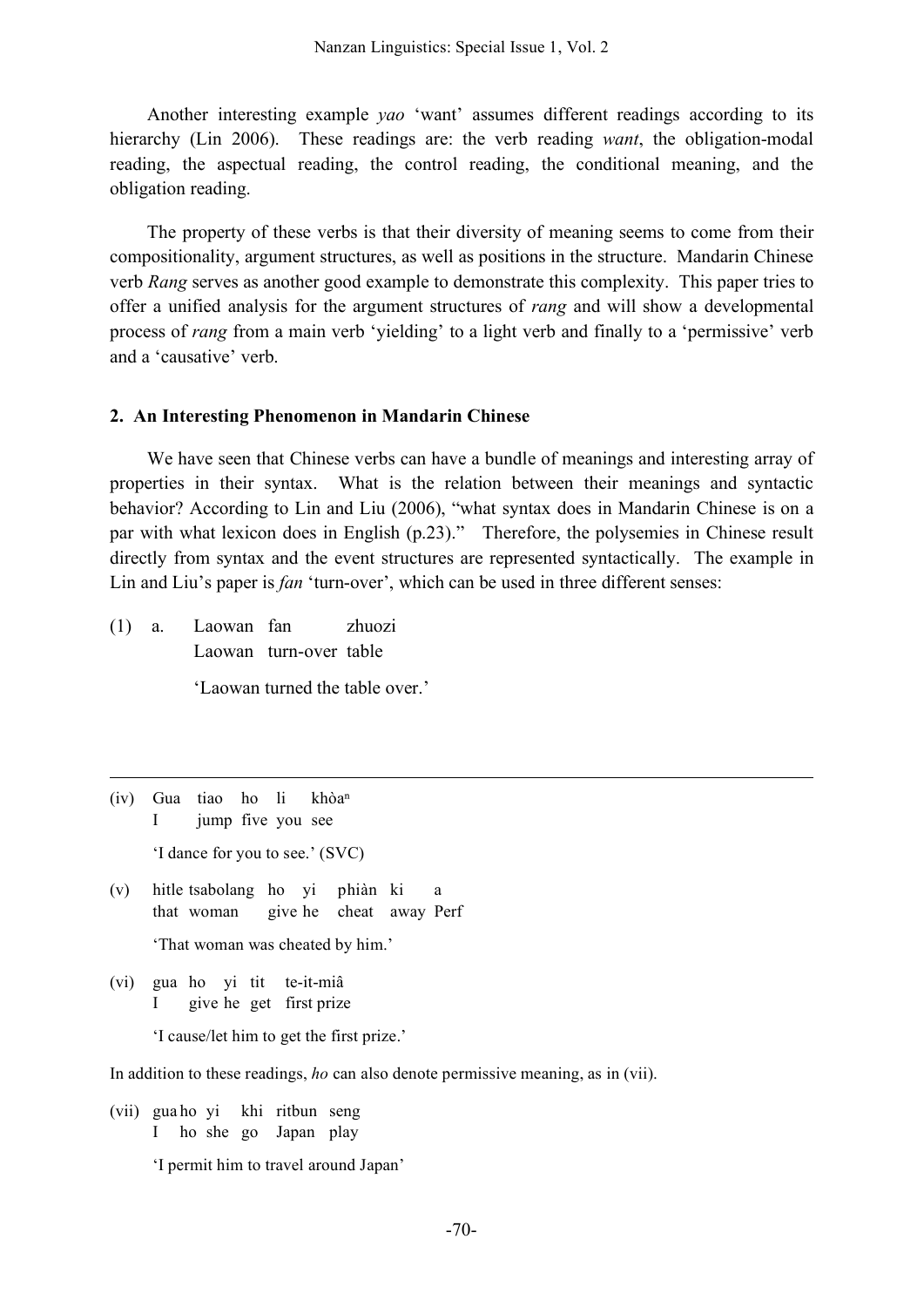Another interesting example *yao* 'want' assumes different readings according to its hierarchy (Lin 2006). These readings are: the verb reading *want*, the obligation-modal reading, the aspectual reading, the control reading, the conditional meaning, and the obligation reading.

The property of these verbs is that their diversity of meaning seems to come from their compositionality, argument structures, as well as positions in the structure. Mandarin Chinese verb *Rang* serves as another good example to demonstrate this complexity. This paper tries to offer a unified analysis for the argument structures of *rang* and will show a developmental process of *rang* from a main verb 'yielding' to a light verb and finally to a 'permissive' verb and a 'causative' verb.

## 2. An Interesting Phenomenon in Mandarin Chinese

We have seen that Chinese verbs can have a bundle of meanings and interesting array of properties in their syntax. What is the relation between their meanings and syntactic behavior? According to Lin and Liu (2006), "what syntax does in Mandarin Chinese is on a par with what lexicon does in English (p.23)." Therefore, the polysemies in Chinese result directly from syntax and the event structures are represented syntactically. The example in Lin and Liu's paper is *fan* 'turn-over', which can be used in three different senses:

(1) a. Laowan fan zhuozi
Laowan turn-over table
'Laowan turned the table over.'

---

(iv) Gua tiao ho li khòa$^{n}$
I jump five you see
'I dance for you to see.' (SVC)

(v) hitle tsabolang ho yi phiàn ki a
that woman give he cheat away Perf
'That woman was cheated by him.'

(vi) gua ho yi tit te-it-miâ
I give he get first prize
'I cause/let him to get the first prize.'

In addition to these readings, *ho* can also denote permissive meaning, as in (vii).

(vii) gua ho yi khi ritbun seng
I ho she go Japan play
'I permit him to travel around Japan'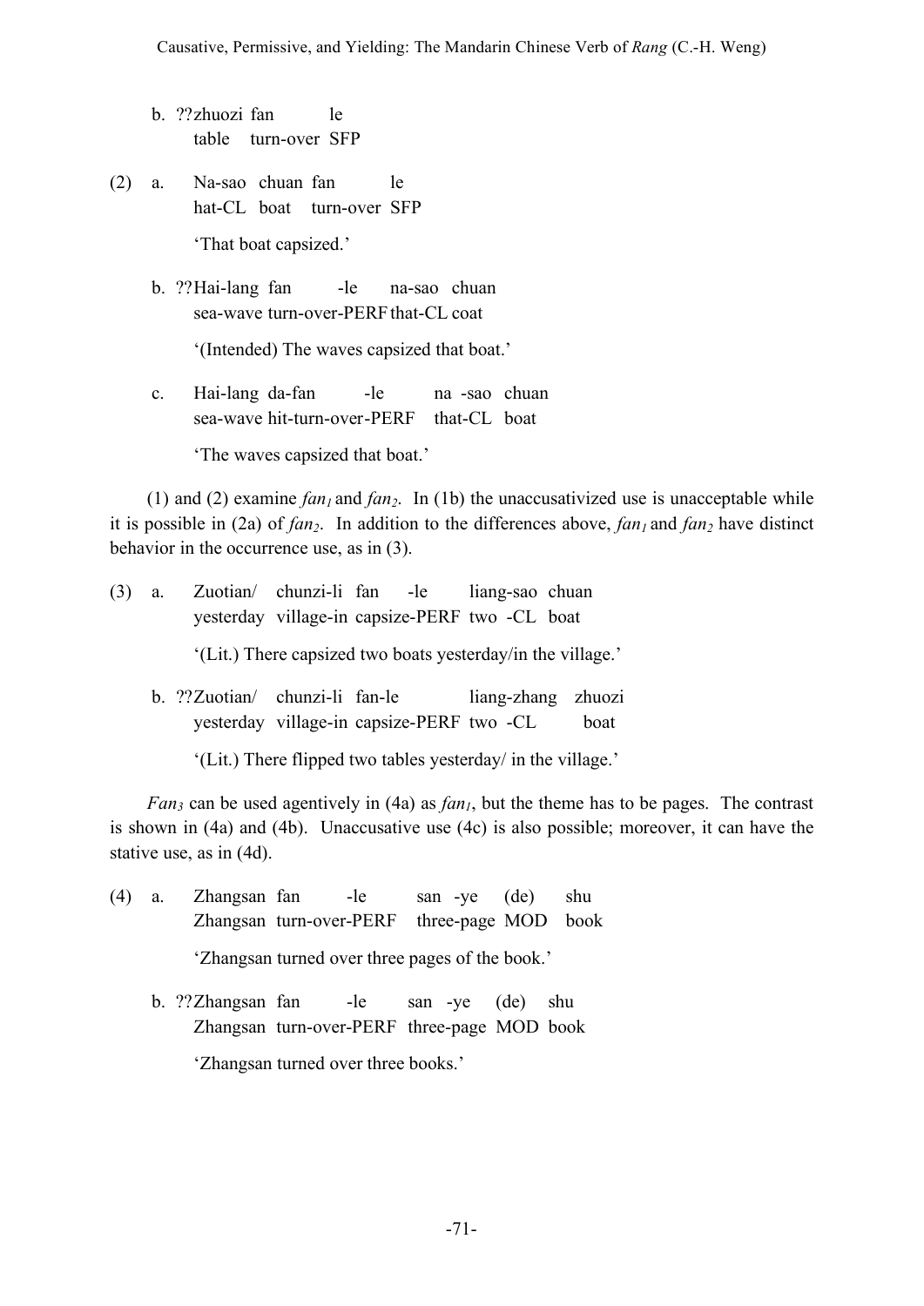b. ??zhuozi fan le
   table turn-over SFP

(2) a. Na-sao chuan fan le
   hat-CL boat turn-over SFP

   'That boat capsized.'

b. ??Hai-lang fan -le na-sao chuan
   sea-wave turn-over-PERF that-CL coat

   '(Intended) The waves capsized that boat.'

c. Hai-lang da-fan -le na -sao chuan
   sea-wave hit-turn-over-PERF that-CL boat

   'The waves capsized that boat.'

(1) and (2) examine *fan*$_1$ and *fan*$_2$. In (1b) the unaccusativized use is unacceptable while it is possible in (2a) of *fan*$_2$. In addition to the differences above, *fan*$_1$ and *fan*$_2$ have distinct behavior in the occurrence use, as in (3).

(3) a. Zuotian/ chunzi-li fan -le liang-sao chuan
   yesterday village-in capsize-PERF two -CL boat

   '(Lit.) There capsized two boats yesterday/in the village.'

b. ??Zuotian/ chunzi-li fan-le liang-zhang zhuozi
   yesterday village-in capsize-PERF two -CL boat

   '(Lit.) There flipped two tables yesterday/ in the village.'

*Fan*$_3$ can be used agentively in (4a) as *fan*$_1$, but the theme has to be pages. The contrast is shown in (4a) and (4b). Unaccusative use (4c) is also possible; moreover, it can have the stative use, as in (4d).

(4) a. Zhangsan fan -le san -ye (de) shu
   Zhangsan turn-over-PERF three-page MOD book

   'Zhangsan turned over three pages of the book.'

b. ??Zhangsan fan -le san -ye (de) shu
   Zhangsan turn-over-PERF three-page MOD book

   'Zhangsan turned over three books.'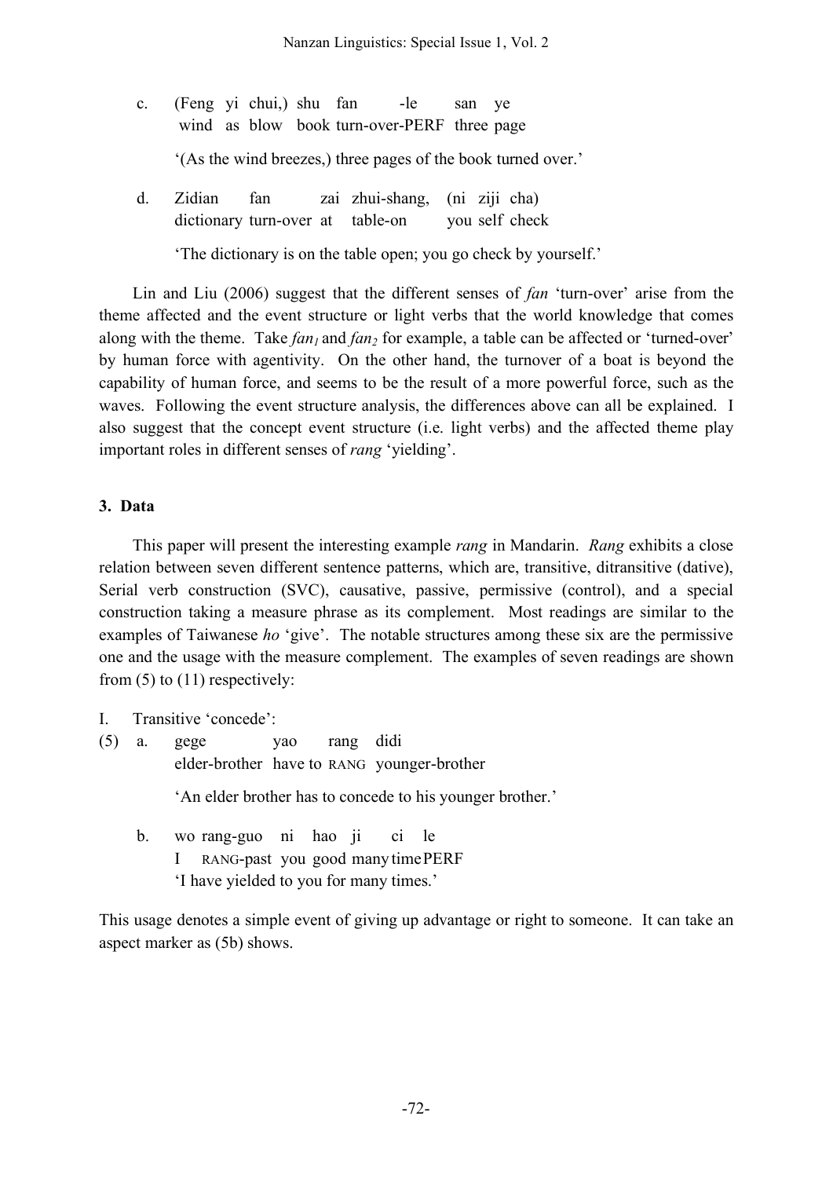c. (Feng yi chui,) shu fan -le san ye
   wind as blow book turn-over-PERF three page

   '(As the wind breezes,) three pages of the book turned over.'

d. Zidian fan zai zhui-shang, (ni ziji cha)
   dictionary turn-over at table-on you self check

   'The dictionary is on the table open; you go check by yourself.'

Lin and Liu (2006) suggest that the different senses of *fan* 'turn-over' arise from the theme affected and the event structure or light verbs that the world knowledge that comes along with the theme. Take $fan_1$ and $fan_2$ for example, a table can be affected or 'turned-over' by human force with agentivity. On the other hand, the turnover of a boat is beyond the capability of human force, and seems to be the result of a more powerful force, such as the waves. Following the event structure analysis, the differences above can all be explained. I also suggest that the concept event structure (i.e. light verbs) and the affected theme play important roles in different senses of *rang* 'yielding'.

## 3. Data

This paper will present the interesting example *rang* in Mandarin. *Rang* exhibits a close relation between seven different sentence patterns, which are, transitive, ditransitive (dative), Serial verb construction (SVC), causative, passive, permissive (control), and a special construction taking a measure phrase as its complement. Most readings are similar to the examples of Taiwanese *ho* 'give'. The notable structures among these six are the permissive one and the usage with the measure complement. The examples of seven readings are shown from (5) to (11) respectively:

I. Transitive 'concede':

(5) a. gege yao rang didi
   elder-brother have to RANG younger-brother

   'An elder brother has to concede to his younger brother.'

b. wo rang-guo ni hao ji ci le
   I RANG-past you good many time PERF
   'I have yielded to you for many times.'

This usage denotes a simple event of giving up advantage or right to someone. It can take an aspect marker as (5b) shows.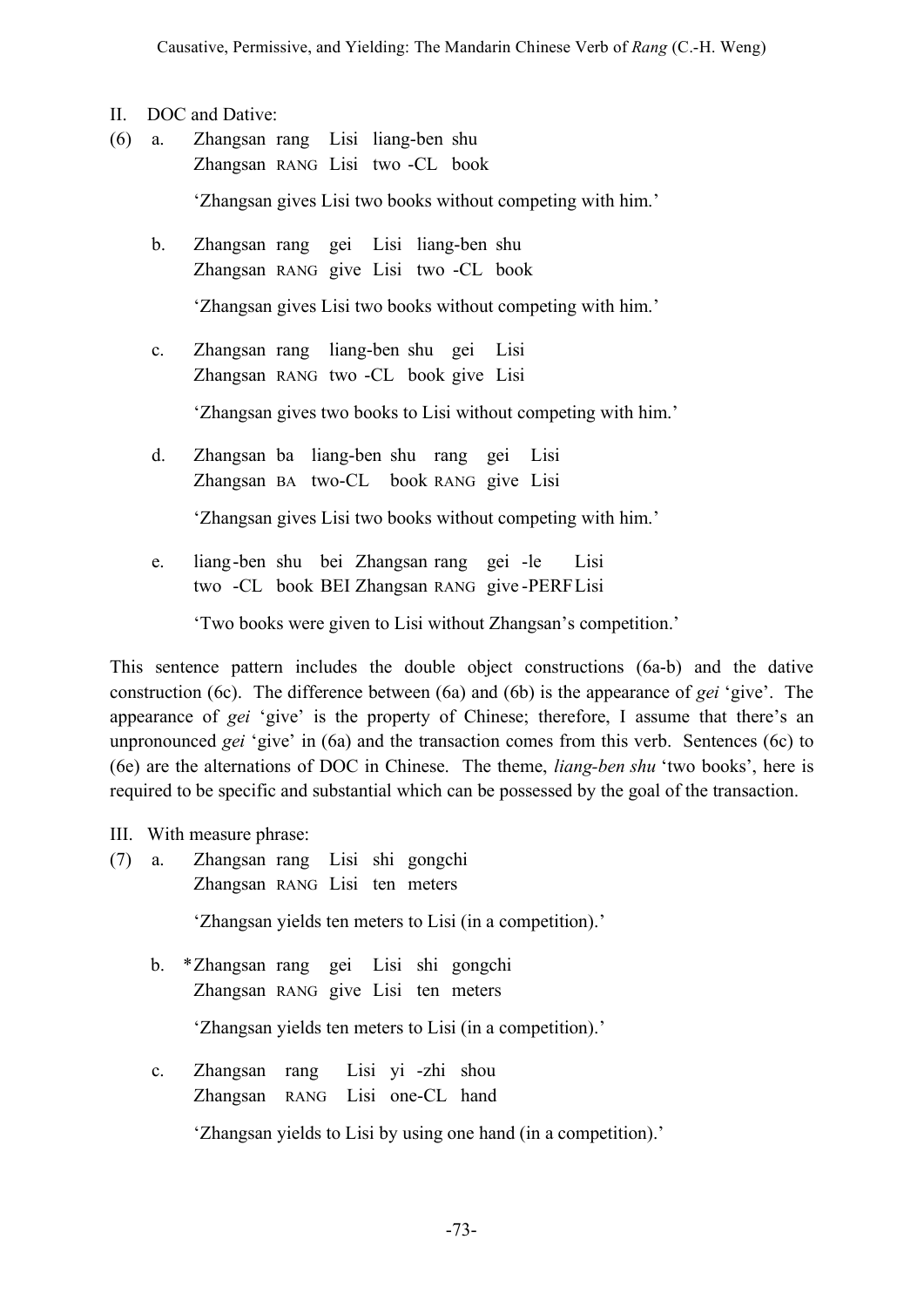II. DOC and Dative:

(6) a. Zhangsan rang Lisi liang-ben shu
Zhangsan RANG Lisi two -CL book

'Zhangsan gives Lisi two books without competing with him.'

b. Zhangsan rang gei Lisi liang-ben shu
Zhangsan RANG give Lisi two -CL book

'Zhangsan gives Lisi two books without competing with him.'

c. Zhangsan rang liang-ben shu gei Lisi
Zhangsan RANG two -CL book give Lisi

'Zhangsan gives two books to Lisi without competing with him.'

d. Zhangsan ba liang-ben shu rang gei Lisi
Zhangsan BA two-CL book RANG give Lisi

'Zhangsan gives Lisi two books without competing with him.'

e. liang-ben shu bei Zhangsan rang gei -le Lisi
two -CL book BEI Zhangsan RANG give -PERF Lisi

'Two books were given to Lisi without Zhangsan's competition.'

This sentence pattern includes the double object constructions (6a-b) and the dative construction (6c). The difference between (6a) and (6b) is the appearance of *gei* 'give'. The appearance of *gei* 'give' is the property of Chinese; therefore, I assume that there's an unpronounced *gei* 'give' in (6a) and the transaction comes from this verb. Sentences (6c) to (6e) are the alternations of DOC in Chinese. The theme, *liang-ben shu* 'two books', here is required to be specific and substantial which can be possessed by the goal of the transaction.

III. With measure phrase:

(7) a. Zhangsan rang Lisi shi gongchi
Zhangsan RANG Lisi ten meters

'Zhangsan yields ten meters to Lisi (in a competition).'

b. *Zhangsan rang gei Lisi shi gongchi
Zhangsan RANG give Lisi ten meters

'Zhangsan yields ten meters to Lisi (in a competition).'

c. Zhangsan rang Lisi yi -zhi shou
Zhangsan RANG Lisi one-CL hand

'Zhangsan yields to Lisi by using one hand (in a competition).'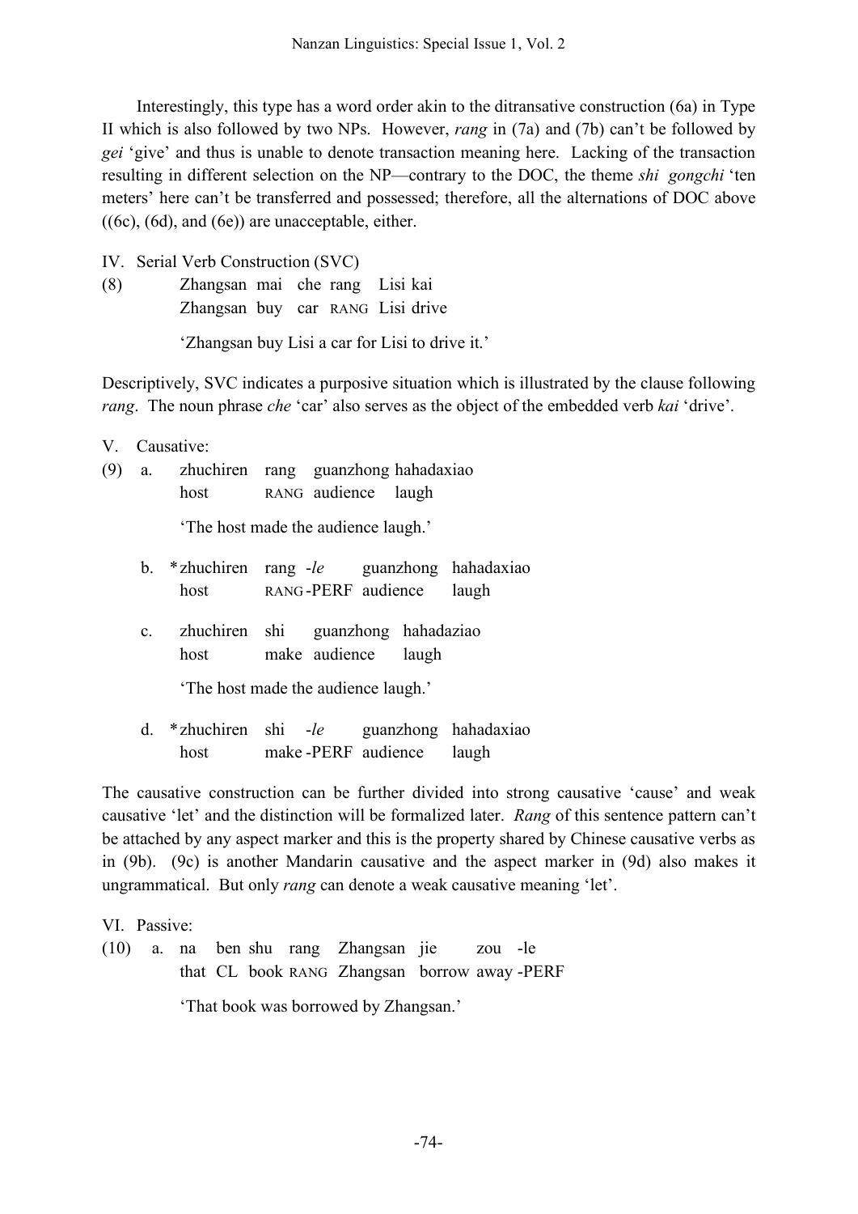Interestingly, this type has a word order akin to the ditransative construction (6a) in Type II which is also followed by two NPs. However, *rang* in (7a) and (7b) can't be followed by *gei* 'give' and thus is unable to denote transaction meaning here. Lacking of the transaction resulting in different selection on the NP—contrary to the DOC, the theme *shi gongchi* 'ten meters' here can't be transferred and possessed; therefore, all the alternations of DOC above ((6c), (6d), and (6e)) are unacceptable, either.

IV. Serial Verb Construction (SVC)

(8) Zhangsan mai che rang Lisi kai
    Zhangsan buy car RANG Lisi drive

    'Zhangsan buy Lisi a car for Lisi to drive it.'

Descriptively, SVC indicates a purposive situation which is illustrated by the clause following *rang*. The noun phrase *che* 'car' also serves as the object of the embedded verb *kai* 'drive'.

V. Causative:

(9) a. zhuchiren rang guanzhong hahadaxiao
       host RANG audience laugh

       'The host made the audience laugh.'

    b. *zhuchiren rang -*le* guanzhong hahadaxiao
       host RANG-PERF audience laugh

    c. zhuchiren shi guanzhong hahadaziao
       host make audience laugh

       'The host made the audience laugh.'

    d. *zhuchiren shi -*le* guanzhong hahadaxiao
       host make-PERF audience laugh

The causative construction can be further divided into strong causative 'cause' and weak causative 'let' and the distinction will be formalized later. *Rang* of this sentence pattern can't be attached by any aspect marker and this is the property shared by Chinese causative verbs as in (9b). (9c) is another Mandarin causative and the aspect marker in (9d) also makes it ungrammatical. But only *rang* can denote a weak causative meaning 'let'.

VI. Passive:

(10) a. na ben shu rang Zhangsan jie zou -le
        that CL book RANG Zhangsan borrow away-PERF

        'That book was borrowed by Zhangsan.'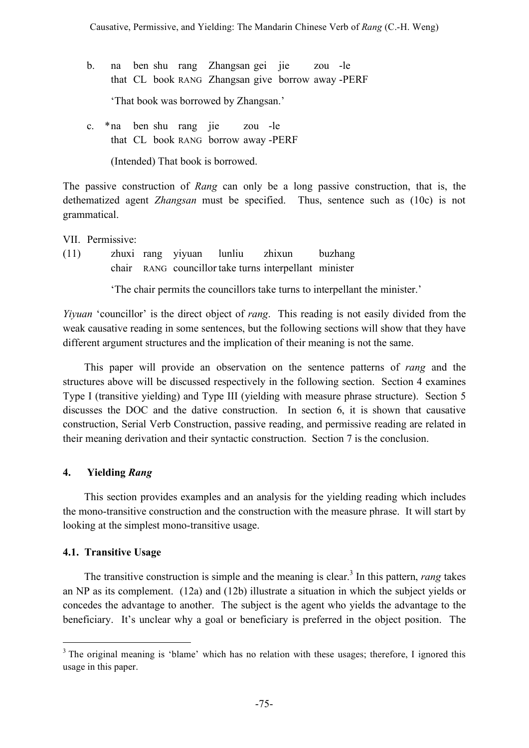b. na ben shu rang Zhangsan gei jie zou -le
   that CL book RANG Zhangsan give borrow away -PERF

   'That book was borrowed by Zhangsan.'

c. *na ben shu rang jie zou -le
   that CL book RANG borrow away -PERF

   (Intended) That book is borrowed.

The passive construction of *Rang* can only be a long passive construction, that is, the dethematized agent *Zhangsan* must be specified. Thus, sentence such as (10c) is not grammatical.

VII. Permissive:

(11) zhuxi rang yiyuan lunliu zhixun buzhang
     chair RANG councillor take turns interpellant minister

     'The chair permits the councillors take turns to interpellant the minister.'

*Yiyuan* 'councillor' is the direct object of *rang*. This reading is not easily divided from the weak causative reading in some sentences, but the following sections will show that they have different argument structures and the implication of their meaning is not the same.

This paper will provide an observation on the sentence patterns of *rang* and the structures above will be discussed respectively in the following section. Section 4 examines Type I (transitive yielding) and Type III (yielding with measure phrase structure). Section 5 discusses the DOC and the dative construction. In section 6, it is shown that causative construction, Serial Verb Construction, passive reading, and permissive reading are related in their meaning derivation and their syntactic construction. Section 7 is the conclusion.

## 4. Yielding *Rang*

This section provides examples and an analysis for the yielding reading which includes the mono-transitive construction and the construction with the measure phrase. It will start by looking at the simplest mono-transitive usage.

### 4.1. Transitive Usage

The transitive construction is simple and the meaning is clear.[3] In this pattern, *rang* takes an NP as its complement. (12a) and (12b) illustrate a situation in which the subject yields or concedes the advantage to another. The subject is the agent who yields the advantage to the beneficiary. It's unclear why a goal or beneficiary is preferred in the object position. The

[3] The original meaning is 'blame' which has no relation with these usages; therefore, I ignored this usage in this paper.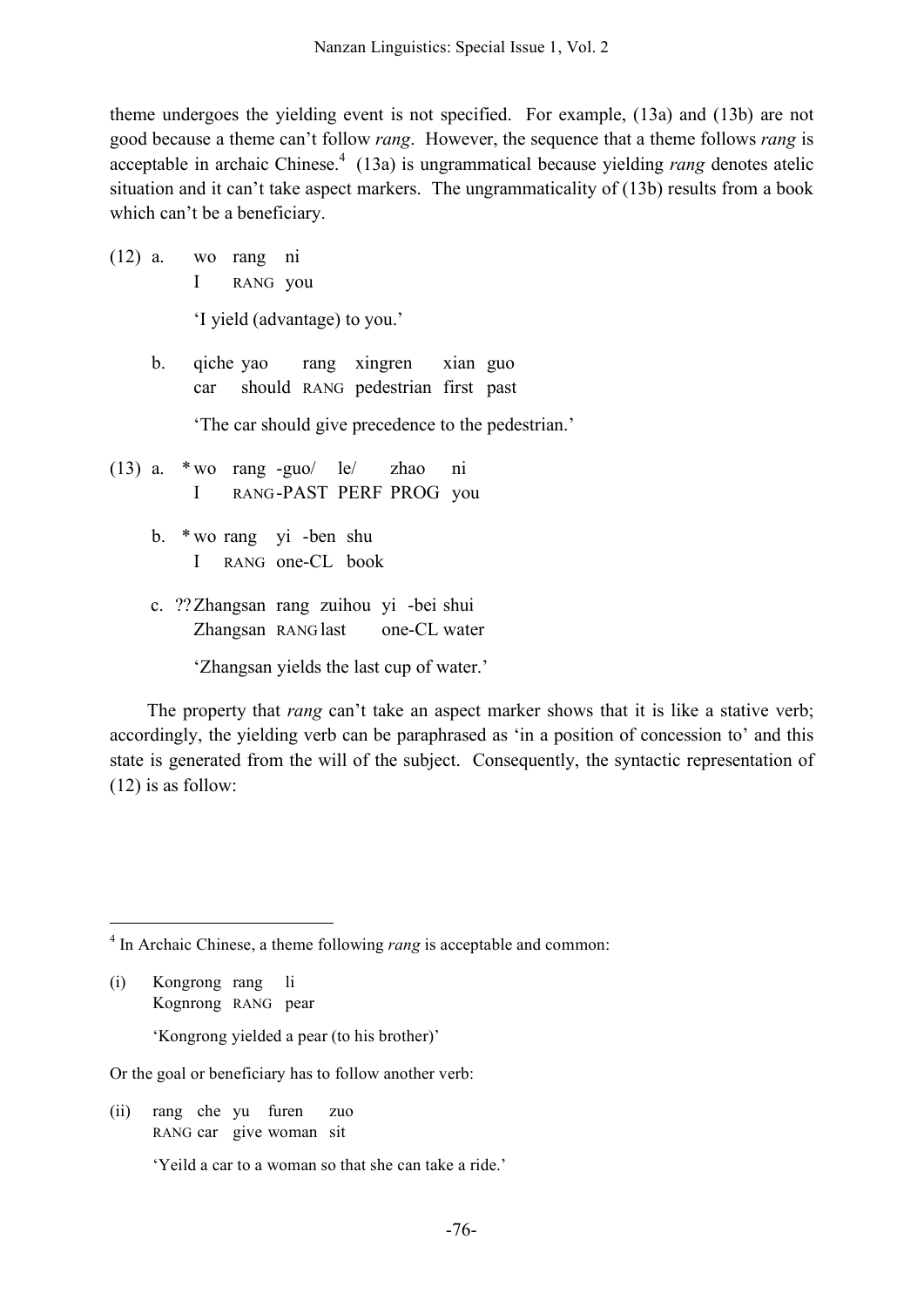theme undergoes the yielding event is not specified. For example, (13a) and (13b) are not good because a theme can't follow *rang*. However, the sequence that a theme follows *rang* is acceptable in archaic Chinese.[4] (13a) is ungrammatical because yielding *rang* denotes atelic situation and it can't take aspect markers. The ungrammaticality of (13b) results from a book which can't be a beneficiary.

(12) a. wo rang ni
I RANG you
'I yield (advantage) to you.'

b. qiche yao rang xingren xian guo
car should RANG pedestrian first past
'The car should give precedence to the pedestrian.'

(13) a. * wo rang -guo/ le/ zhao ni
I RANG-PAST PERF PROG you

b. * wo rang yi -ben shu
I RANG one-CL book

c. ?? Zhangsan rang zuihou yi -bei shui
Zhangsan RANG last one-CL water
'Zhangsan yields the last cup of water.'

The property that *rang* can't take an aspect marker shows that it is like a stative verb; accordingly, the yielding verb can be paraphrased as 'in a position of concession to' and this state is generated from the will of the subject. Consequently, the syntactic representation of (12) is as follow:

---

[4] In Archaic Chinese, a theme following *rang* is acceptable and common:

(i) Kongrong rang li
Kognrong RANG pear
'Kongrong yielded a pear (to his brother)'

Or the goal or beneficiary has to follow another verb:

(ii) rang che yu furen zuo
RANG car give woman sit
'Yeild a car to a woman so that she can take a ride.'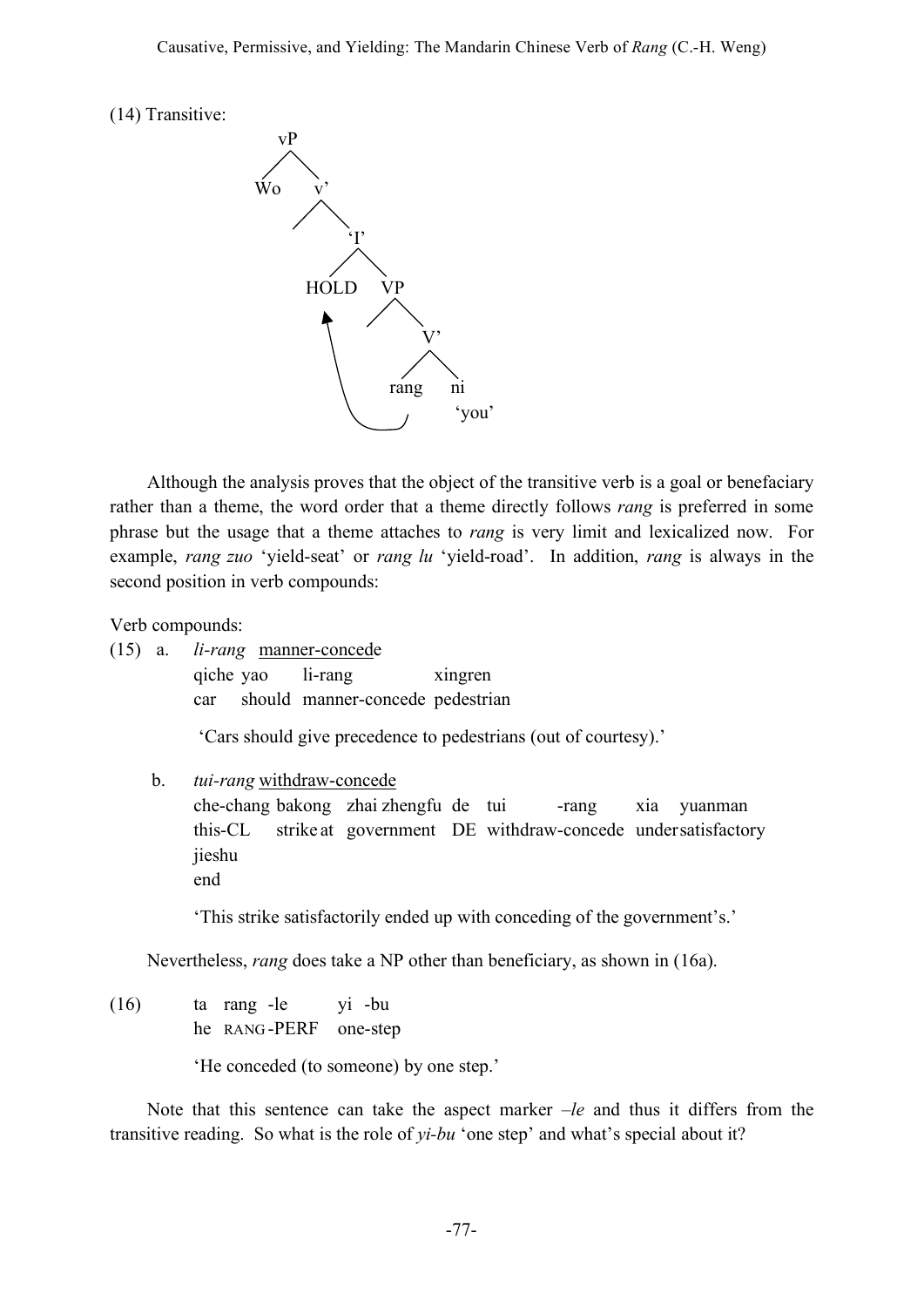(14) Transitive:

```
vP
├── Wo
└── v'
    ├── 
    └── 'I'
        ├── HOLD
        └── VP
            ├── 
            └── V'
                ├── rang
                └── ni
                    'you'
```

(arrow from *rang* to HOLD)

Although the analysis proves that the object of the transitive verb is a goal or benefaciary rather than a theme, the word order that a theme directly follows *rang* is preferred in some phrase but the usage that a theme attaches to *rang* is very limit and lexicalized now. For example, *rang zuo* 'yield-seat' or *rang lu* 'yield-road'. In addition, *rang* is always in the second position in verb compounds:

Verb compounds:

(15) a. *li-rang* <u>manner-concede</u>

qiche yao li-rang xingren
car should manner-concede pedestrian

'Cars should give precedence to pedestrians (out of courtesy).'

b. *tui-rang* <u>withdraw-concede</u>

che-chang bakong zhai zhengfu de tui -rang xia yuanman jieshu
this-CL strike at government DE withdraw-concede under satisfactory end

'This strike satisfactorily ended up with conceding of the government's.'

Nevertheless, *rang* does take a NP other than beneficiary, as shown in (16a).

(16) ta rang -le yi -bu
he RANG-PERF one-step

'He conceded (to someone) by one step.'

Note that this sentence can take the aspect marker *–le* and thus it differs from the transitive reading. So what is the role of *yi-bu* 'one step' and what's special about it?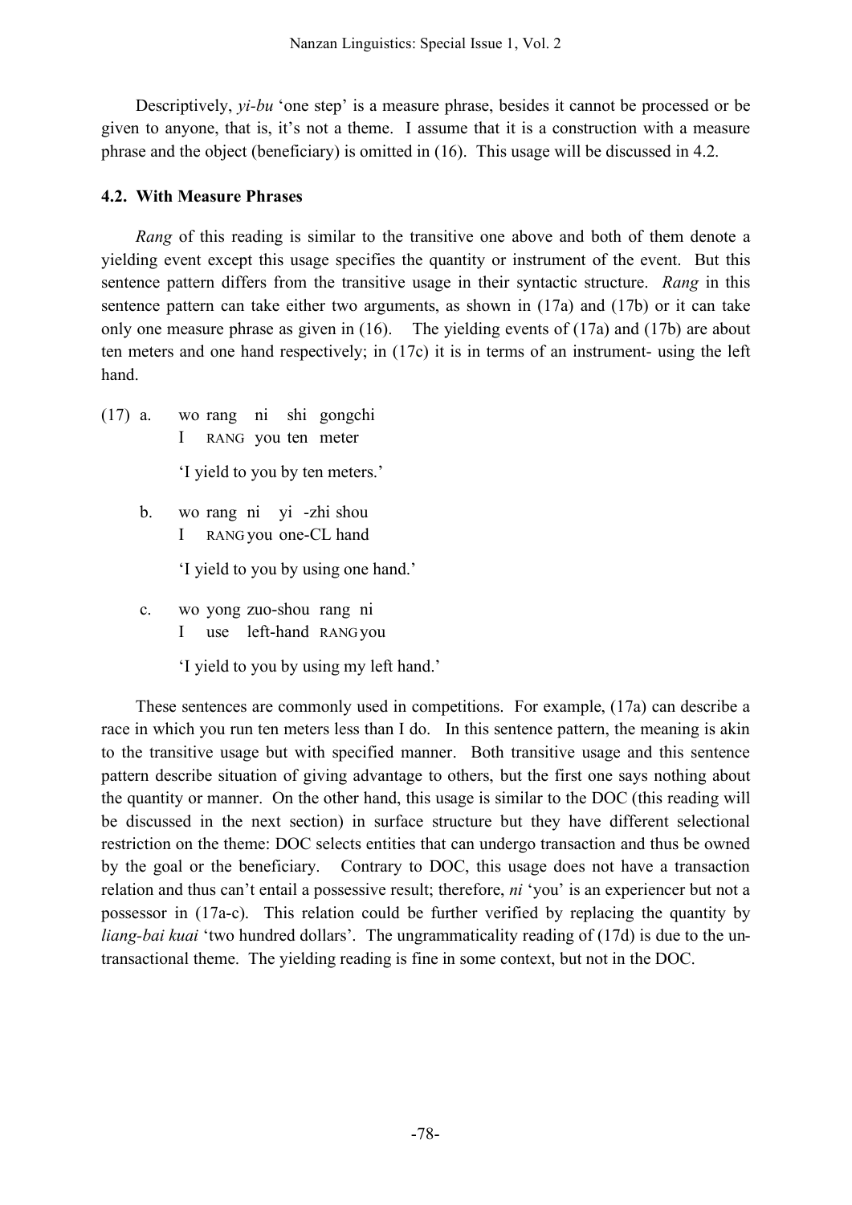Descriptively, *yi-bu* 'one step' is a measure phrase, besides it cannot be processed or be given to anyone, that is, it's not a theme. I assume that it is a construction with a measure phrase and the object (beneficiary) is omitted in (16). This usage will be discussed in 4.2.

### 4.2. With Measure Phrases

*Rang* of this reading is similar to the transitive one above and both of them denote a yielding event except this usage specifies the quantity or instrument of the event. But this sentence pattern differs from the transitive usage in their syntactic structure. *Rang* in this sentence pattern can take either two arguments, as shown in (17a) and (17b) or it can take only one measure phrase as given in (16). The yielding events of (17a) and (17b) are about ten meters and one hand respectively; in (17c) it is in terms of an instrument- using the left hand.

(17) a. wo rang ni shi gongchi
I RANG you ten meter
'I yield to you by ten meters.'

b. wo rang ni yi -zhi shou
I RANG you one-CL hand
'I yield to you by using one hand.'

c. wo yong zuo-shou rang ni
I use left-hand RANG you
'I yield to you by using my left hand.'

These sentences are commonly used in competitions. For example, (17a) can describe a race in which you run ten meters less than I do. In this sentence pattern, the meaning is akin to the transitive usage but with specified manner. Both transitive usage and this sentence pattern describe situation of giving advantage to others, but the first one says nothing about the quantity or manner. On the other hand, this usage is similar to the DOC (this reading will be discussed in the next section) in surface structure but they have different selectional restriction on the theme: DOC selects entities that can undergo transaction and thus be owned by the goal or the beneficiary. Contrary to DOC, this usage does not have a transaction relation and thus can't entail a possessive result; therefore, *ni* 'you' is an experiencer but not a possessor in (17a-c). This relation could be further verified by replacing the quantity by *liang-bai kuai* 'two hundred dollars'. The ungrammaticality reading of (17d) is due to the un-transactional theme. The yielding reading is fine in some context, but not in the DOC.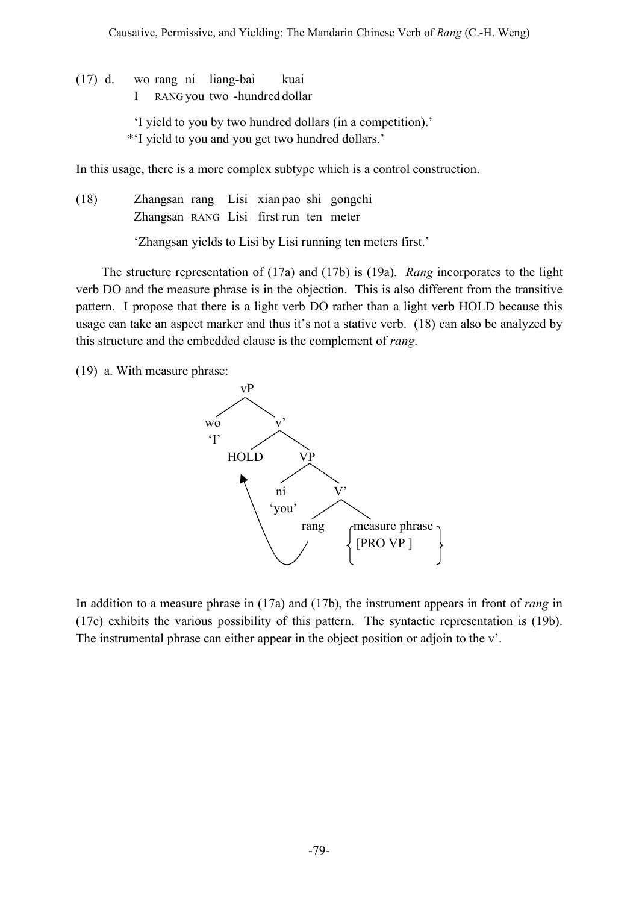(17) d. wo rang ni liang-bai kuai
I RANG you two -hundred dollar

'I yield to you by two hundred dollars (in a competition).'
*'I yield to you and you get two hundred dollars.'

In this usage, there is a more complex subtype which is a control construction.

(18) Zhangsan rang Lisi xian pao shi gongchi
Zhangsan RANG Lisi first run ten meter

'Zhangsan yields to Lisi by Lisi running ten meters first.'

The structure representation of (17a) and (17b) is (19a). *Rang* incorporates to the light verb DO and the measure phrase is in the objection. This is also different from the transitive pattern. I propose that there is a light verb DO rather than a light verb HOLD because this usage can take an aspect marker and thus it's not a stative verb. (18) can also be analyzed by this structure and the embedded clause is the complement of *rang*.

(19) a. With measure phrase:

```
              vP
           /      \
         wo        v'
         'I'     /    \
             HOLD      VP
               ^     /    \
               |   ni      V'
               |  'you'  /    \
               |       rang    { measure phrase }
               |________|      { [PRO VP ]      }
```

In addition to a measure phrase in (17a) and (17b), the instrument appears in front of *rang* in (17c) exhibits the various possibility of this pattern. The syntactic representation is (19b). The instrumental phrase can either appear in the object position or adjoin to the v'.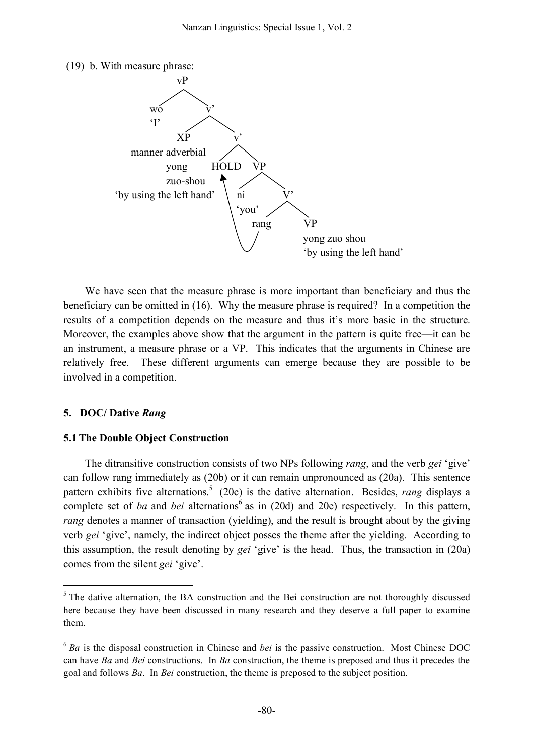(19) b. With measure phrase:

```
                vP
              /    \
           wo        v'
           'I'     /    \
                 XP       v'
    manner adverbial    /    \
             yong    HOLD     VP
             zuo-shou  ↑     /   \
'by using the left hand' |  ni     V'
                         | 'you'  /  \
                         |     rang    VP
                         |_____/       yong zuo shou
                                       'by using the left hand'
```

We have seen that the measure phrase is more important than beneficiary and thus the beneficiary can be omitted in (16). Why the measure phrase is required? In a competition the results of a competition depends on the measure and thus it's more basic in the structure. Moreover, the examples above show that the argument in the pattern is quite free—it can be an instrument, a measure phrase or a VP. This indicates that the arguments in Chinese are relatively free. These different arguments can emerge because they are possible to be involved in a competition.

## 5. DOC/ Dative *Rang*

### 5.1 The Double Object Construction

The ditransitive construction consists of two NPs following *rang*, and the verb *gei* 'give' can follow rang immediately as (20b) or it can remain unpronounced as (20a). This sentence pattern exhibits five alternations.[5] (20c) is the dative alternation. Besides, *rang* displays a complete set of *ba* and *bei* alternations[6] as in (20d) and 20e) respectively. In this pattern, *rang* denotes a manner of transaction (yielding), and the result is brought about by the giving verb *gei* 'give', namely, the indirect object posses the theme after the yielding. According to this assumption, the result denoting by *gei* 'give' is the head. Thus, the transaction in (20a) comes from the silent *gei* 'give'.

[5] The dative alternation, the BA construction and the Bei construction are not thoroughly discussed here because they have been discussed in many research and they deserve a full paper to examine them.

[6] *Ba* is the disposal construction in Chinese and *bei* is the passive construction. Most Chinese DOC can have *Ba* and *Bei* constructions. In *Ba* construction, the theme is preposed and thus it precedes the goal and follows *Ba*. In *Bei* construction, the theme is preposed to the subject position.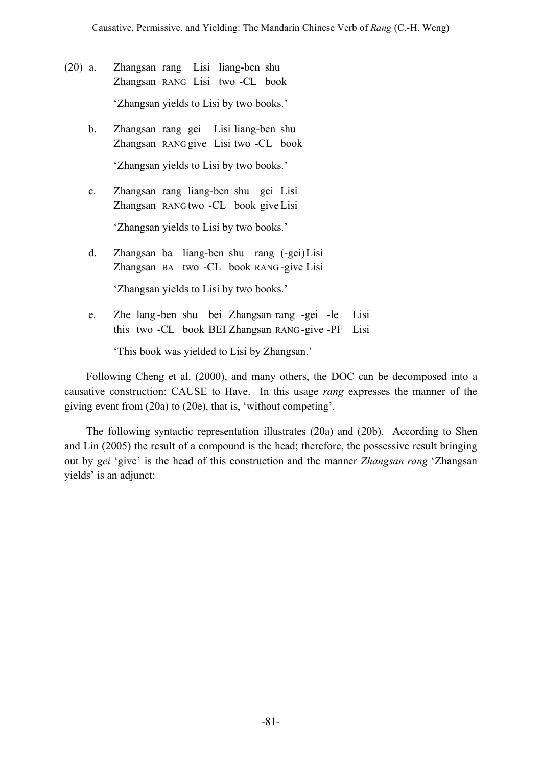(20) a. Zhangsan rang Lisi liang-ben shu
Zhangsan RANG Lisi two -CL book

'Zhangsan yields to Lisi by two books.'

b. Zhangsan rang gei Lisi liang-ben shu
Zhangsan RANG give Lisi two -CL book

'Zhangsan yields to Lisi by two books.'

c. Zhangsan rang liang-ben shu gei Lisi
Zhangsan RANG two -CL book give Lisi

'Zhangsan yields to Lisi by two books.'

d. Zhangsan ba liang-ben shu rang (-gei) Lisi
Zhangsan BA two -CL book RANG-give Lisi

'Zhangsan yields to Lisi by two books.'

e. Zhe lang-ben shu bei Zhangsan rang -gei -le Lisi
this two -CL book BEI Zhangsan RANG-give -PF Lisi

'This book was yielded to Lisi by Zhangsan.'

Following Cheng et al. (2000), and many others, the DOC can be decomposed into a causative construction: CAUSE to Have. In this usage *rang* expresses the manner of the giving event from (20a) to (20e), that is, 'without competing'.

The following syntactic representation illustrates (20a) and (20b). According to Shen and Lin (2005) the result of a compound is the head; therefore, the possessive result bringing out by *gei* 'give' is the head of this construction and the manner *Zhangsan rang* 'Zhangsan yields' is an adjunct: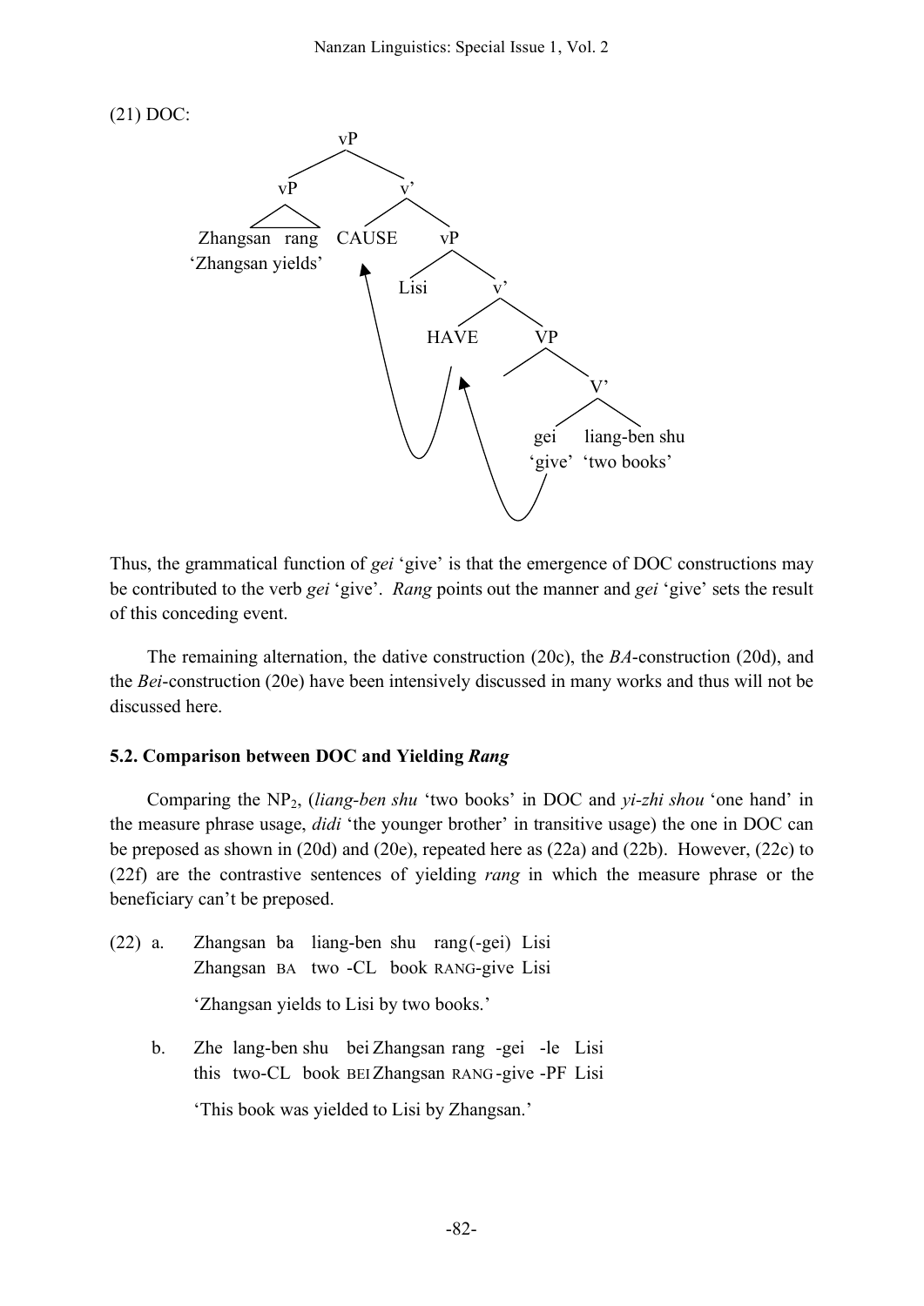(21) DOC:

```
                    vP
                  /    \
                vP      v'
               /  \    /  \
  Zhangsan rang  CAUSE     vP
  'Zhangsan yields'       /  \
                       Lisi   v'
                             /  \
                          HAVE   VP
                                /  \
                                    V'
                                   /  \
                                 gei   liang-ben shu
                                'give' 'two books'
```

Thus, the grammatical function of *gei* 'give' is that the emergence of DOC constructions may be contributed to the verb *gei* 'give'. *Rang* points out the manner and *gei* 'give' sets the result of this conceding event.

The remaining alternation, the dative construction (20c), the *BA*-construction (20d), and the *Bei*-construction (20e) have been intensively discussed in many works and thus will not be discussed here.

### 5.2. Comparison between DOC and Yielding *Rang*

Comparing the $NP_2$, (*liang-ben shu* 'two books' in DOC and *yi-zhi shou* 'one hand' in the measure phrase usage, *didi* 'the younger brother' in transitive usage) the one in DOC can be preposed as shown in (20d) and (20e), repeated here as (22a) and (22b). However, (22c) to (22f) are the contrastive sentences of yielding *rang* in which the measure phrase or the beneficiary can't be preposed.

(22) a. Zhangsan ba liang-ben shu rang(-gei) Lisi
Zhangsan BA two -CL book RANG-give Lisi

'Zhangsan yields to Lisi by two books.'

b. Zhe lang-ben shu bei Zhangsan rang -gei -le Lisi
this two-CL book BEI Zhangsan RANG-give -PF Lisi

'This book was yielded to Lisi by Zhangsan.'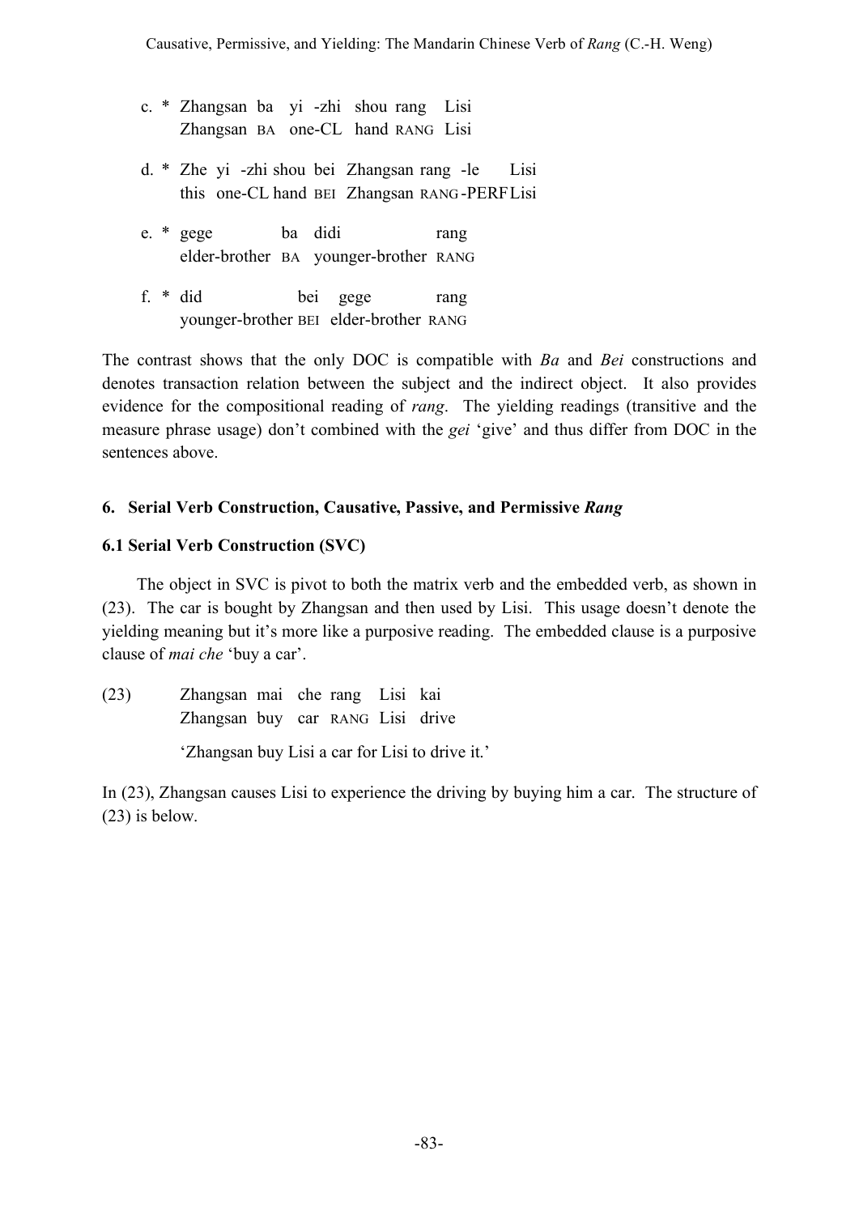c. * Zhangsan ba yi -zhi shou rang Lisi
   Zhangsan BA one-CL hand RANG Lisi

d. * Zhe yi -zhi shou bei Zhangsan rang -le Lisi
   this one-CL hand BEI Zhangsan RANG-PERF Lisi

e. * gege ba didi rang
   elder-brother BA younger-brother RANG

f. * did bei gege rang
   younger-brother BEI elder-brother RANG

The contrast shows that the only DOC is compatible with *Ba* and *Bei* constructions and denotes transaction relation between the subject and the indirect object. It also provides evidence for the compositional reading of *rang*. The yielding readings (transitive and the measure phrase usage) don't combined with the *gei* 'give' and thus differ from DOC in the sentences above.

## 6. Serial Verb Construction, Causative, Passive, and Permissive *Rang*

### 6.1 Serial Verb Construction (SVC)

The object in SVC is pivot to both the matrix verb and the embedded verb, as shown in (23). The car is bought by Zhangsan and then used by Lisi. This usage doesn't denote the yielding meaning but it's more like a purposive reading. The embedded clause is a purposive clause of *mai che* 'buy a car'.

(23) Zhangsan mai che rang Lisi kai
     Zhangsan buy car RANG Lisi drive

     'Zhangsan buy Lisi a car for Lisi to drive it.'

In (23), Zhangsan causes Lisi to experience the driving by buying him a car. The structure of (23) is below.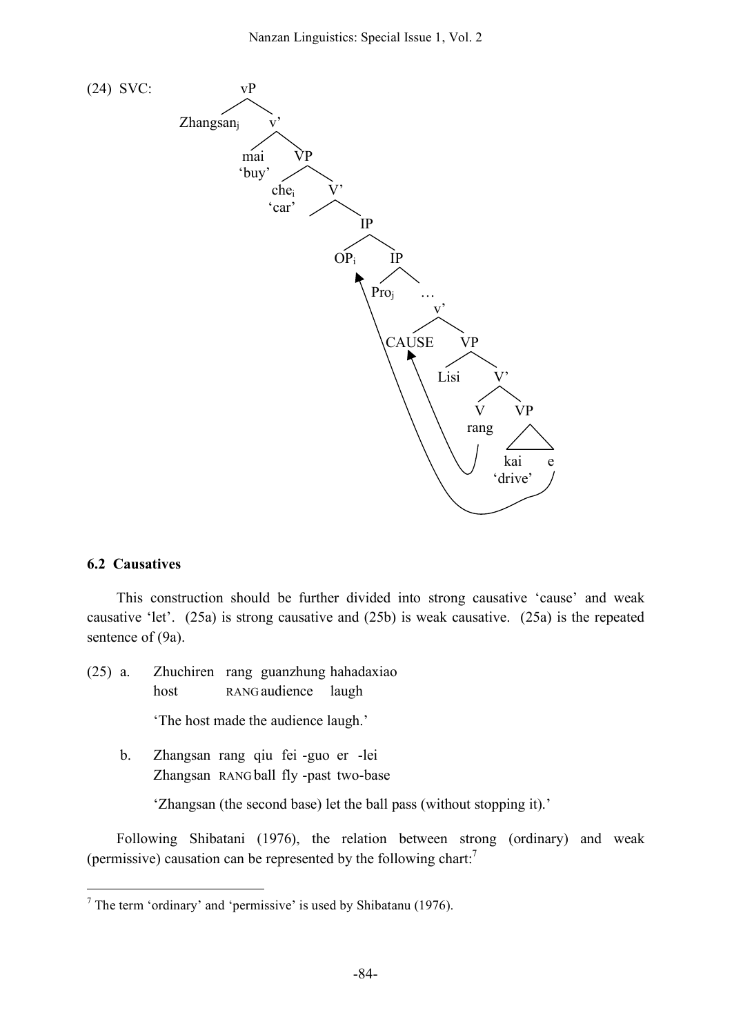(24) SVC:

```
                    vP
                 /      \
        Zhangsan_j       v'
                       /    \
                    mai      VP
                   'buy'   /    \
                        che_i    V'
                        'car'   /  \
                                    IP
                                  /    \
                              OP_i      IP
                                      /    \
                                  Pro_j     …
                                             v'
                                           /    \
                                      CAUSE      VP
                                               /    \
                                           Lisi      V'
                                                   /    \
                                                  V      VP
                                                rang    /  \
                                                      kai    e
                                                    'drive'
```

### 6.2 Causatives

This construction should be further divided into strong causative 'cause' and weak causative 'let'. (25a) is strong causative and (25b) is weak causative. (25a) is the repeated sentence of (9a).

(25) a. Zhuchiren rang guanzhung hahadaxiao
host RANG audience laugh
'The host made the audience laugh.'

b. Zhangsan rang qiu fei -guo er -lei
Zhangsan RANG ball fly -past two-base
'Zhangsan (the second base) let the ball pass (without stopping it).'

Following Shibatani (1976), the relation between strong (ordinary) and weak (permissive) causation can be represented by the following chart:[7]

---

[7] The term 'ordinary' and 'permissive' is used by Shibatanu (1976).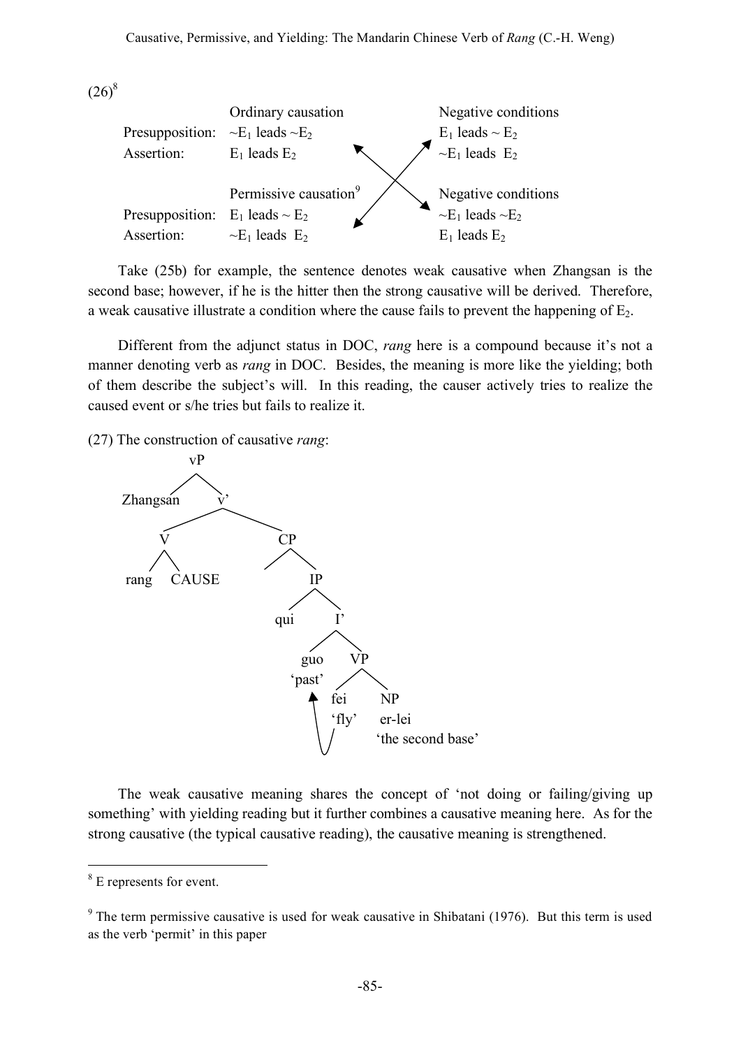(26)[8]

| | Ordinary causation | Negative conditions |
|---|---|---|
| Presupposition: | $\sim E_1$ leads $\sim E_2$ | $E_1$ leads $\sim E_2$ |
| Assertion: | $E_1$ leads $E_2$ | $\sim E_1$ leads $E_2$ |
| | **Permissive causation**[9] | **Negative conditions** |
| Presupposition: | $E_1$ leads $\sim E_2$ | $\sim E_1$ leads $\sim E_2$ |
| Assertion: | $\sim E_1$ leads $E_2$ | $E_1$ leads $E_2$ |

Take (25b) for example, the sentence denotes weak causative when Zhangsan is the second base; however, if he is the hitter then the strong causative will be derived. Therefore, a weak causative illustrate a condition where the cause fails to prevent the happening of $E_2$.

Different from the adjunct status in DOC, *rang* here is a compound because it's not a manner denoting verb as *rang* in DOC. Besides, the meaning is more like the yielding; both of them describe the subject's will. In this reading, the causer actively tries to realize the caused event or s/he tries but fails to realize it.

(27) The construction of causative *rang*:

```
vP
├── Zhangsan
└── v'
    ├── V
    │   ├── rang
    │   └── CAUSE
    └── CP
        └── IP
            ├── qui
            └── I'
                ├── guo 'past'  ←─┐
                └── VP            │
                    ├── fei 'fly' ┘
                    └── NP
                        └── er-lei 'the second base'
```

The weak causative meaning shares the concept of 'not doing or failing/giving up something' with yielding reading but it further combines a causative meaning here. As for the strong causative (the typical causative reading), the causative meaning is strengthened.

---

[8] E represents for event.

[9] The term permissive causative is used for weak causative in Shibatani (1976). But this term is used as the verb 'permit' in this paper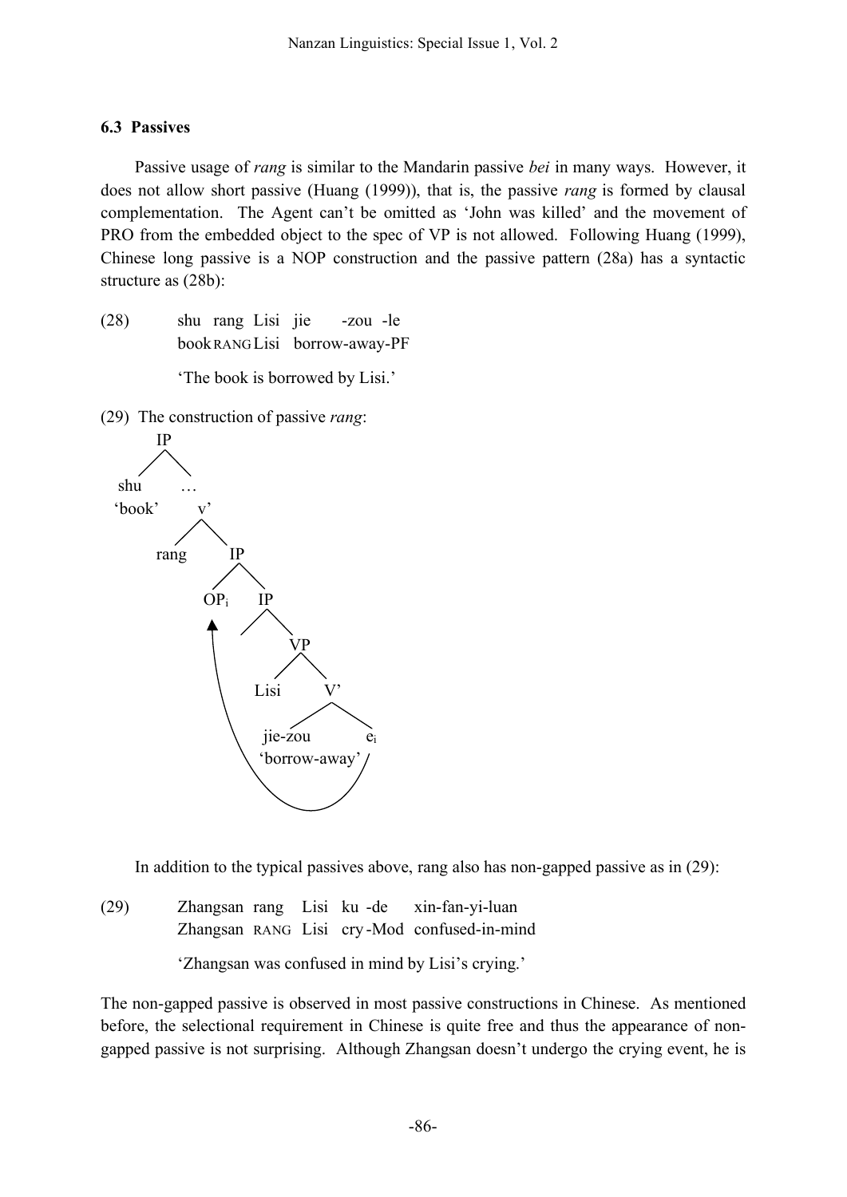### 6.3 Passives

Passive usage of *rang* is similar to the Mandarin passive *bei* in many ways. However, it does not allow short passive (Huang (1999)), that is, the passive *rang* is formed by clausal complementation. The Agent can't be omitted as 'John was killed' and the movement of PRO from the embedded object to the spec of VP is not allowed. Following Huang (1999), Chinese long passive is a NOP construction and the passive pattern (28a) has a syntactic structure as (28b):

(28) shu rang Lisi jie -zou -le
book RANG Lisi borrow-away-PF

'The book is borrowed by Lisi.'

(29) The construction of passive *rang*:

```
IP
├── shu 'book'
└── …
    └── v'
        ├── rang
        └── IP
            ├── OP_i  ◄──────────┐
            └── IP               │
                └── VP           │
                    ├── Lisi     │
                    └── V'       │
                        ├── jie-zou 'borrow-away'
                        └── e_i ─┘
```

In addition to the typical passives above, rang also has non-gapped passive as in (29):

(29) Zhangsan rang Lisi ku -de xin-fan-yi-luan
Zhangsan RANG Lisi cry -Mod confused-in-mind

'Zhangsan was confused in mind by Lisi's crying.'

The non-gapped passive is observed in most passive constructions in Chinese. As mentioned before, the selectional requirement in Chinese is quite free and thus the appearance of non-gapped passive is not surprising. Although Zhangsan doesn't undergo the crying event, he is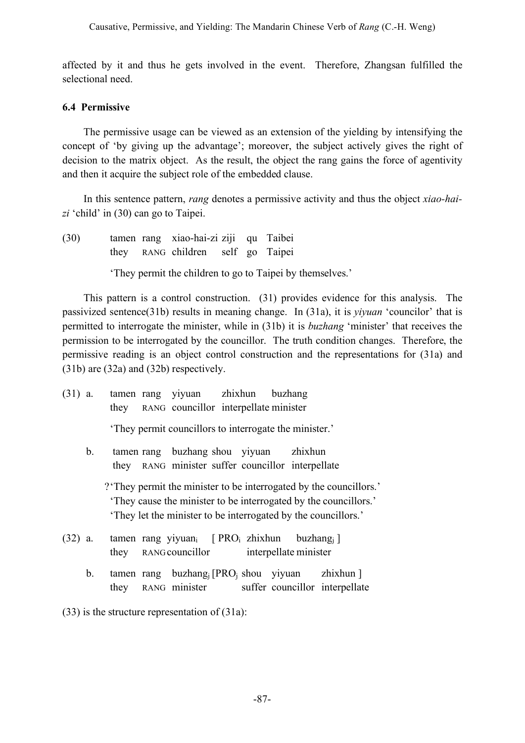affected by it and thus he gets involved in the event. Therefore, Zhangsan fulfilled the selectional need.

### 6.4 Permissive

The permissive usage can be viewed as an extension of the yielding by intensifying the concept of 'by giving up the advantage'; moreover, the subject actively gives the right of decision to the matrix object. As the result, the object the rang gains the force of agentivity and then it acquire the subject role of the embedded clause.

In this sentence pattern, *rang* denotes a permissive activity and thus the object *xiao-hai-zi* 'child' in (30) can go to Taipei.

(30) tamen rang xiao-hai-zi ziji qu Taibei
they RANG children self go Taipei

'They permit the children to go to Taipei by themselves.'

This pattern is a control construction. (31) provides evidence for this analysis. The passivized sentence(31b) results in meaning change. In (31a), it is *yiyuan* 'councilor' that is permitted to interrogate the minister, while in (31b) it is *buzhang* 'minister' that receives the permission to be interrogated by the councillor. The truth condition changes. Therefore, the permissive reading is an object control construction and the representations for (31a) and (31b) are (32a) and (32b) respectively.

(31) a. tamen rang yiyuan zhixhun buzhang
they RANG councillor interpellate minister

'They permit councillors to interrogate the minister.'

b. tamen rang buzhang shou yiyuan zhixhun
they RANG minister suffer councillor interpellate

?'They permit the minister to be interrogated by the councillors.'
'They cause the minister to be interrogated by the councillors.'
'They let the minister to be interrogated by the councillors.'

(32) a. tamen rang $\text{yiyuan}_i$ [ $\text{PRO}_i$ zhixhun $\text{buzhang}_j$ ]
they RANG councillor interpellate minister

b. tamen rang $\text{buzhang}_j$ [$\text{PRO}_j$ shou yiyuan zhixhun ]
they RANG minister suffer councillor interpellate

(33) is the structure representation of (31a):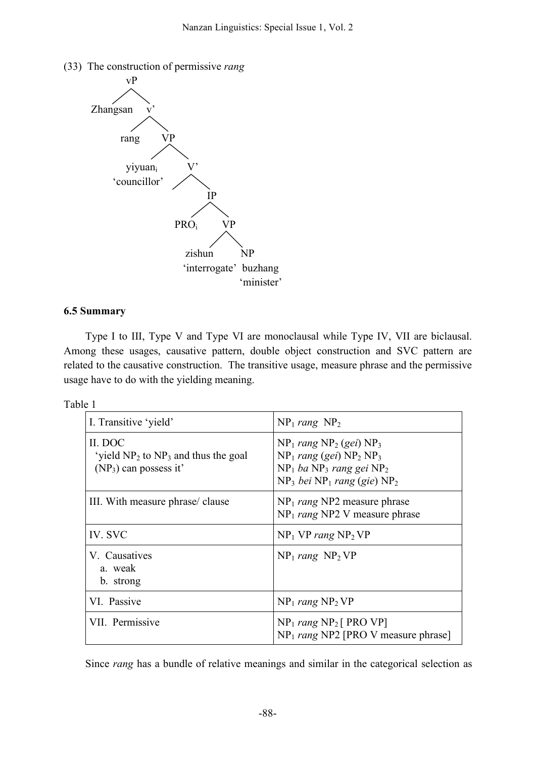(33) The construction of permissive *rang*

```
vP
├── Zhangsan
└── v'
    ├── rang
    └── VP
        ├── yiyuan_i 'councillor'
        └── V'
            └── IP
                ├── PRO_i
                └── VP
                    ├── zishun 'interrogate'
                    └── NP
                        └── buzhang 'minister'
```

### 6.5 Summary

Type I to III, Type V and Type VI are monoclausal while Type IV, VII are biclausal. Among these usages, causative pattern, double object construction and SVC pattern are related to the causative construction. The transitive usage, measure phrase and the permissive usage have to do with the yielding meaning.

Table 1

| | |
|---|---|
| I. Transitive 'yield' | $NP_1$ *rang* $NP_2$ |
| II. DOC<br>'yield $NP_2$ to $NP_3$ and thus the goal ($NP_3$) can possess it' | $NP_1$ *rang* $NP_2$ (*gei*) $NP_3$<br>$NP_1$ *rang* (*gei*) $NP_2$ $NP_3$<br>$NP_1$ *ba* $NP_3$ *rang gei* $NP_2$<br>$NP_3$ *bei* $NP_1$ *rang* (*gie*) $NP_2$ |
| III. With measure phrase/ clause | $NP_1$ *rang* NP2 measure phrase<br>$NP_1$ *rang* NP2 V measure phrase |
| IV. SVC | $NP_1$ VP *rang* $NP_2$ VP |
| V. Causatives<br>a. weak<br>b. strong | $NP_1$ *rang* $NP_2$ VP |
| VI. Passive | $NP_1$ *rang* $NP_2$ VP |
| VII. Permissive | $NP_1$ *rang* $NP_2$ [ PRO VP]<br>$NP_1$ *rang* NP2 [PRO V measure phrase] |

Since *rang* has a bundle of relative meanings and similar in the categorical selection as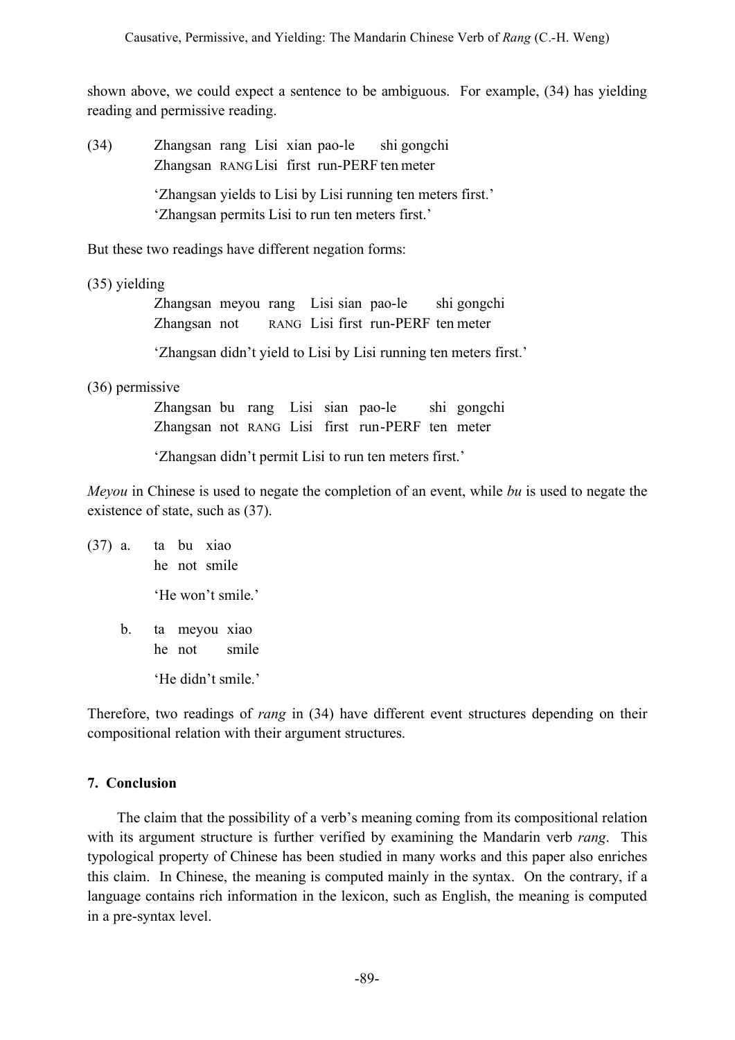shown above, we could expect a sentence to be ambiguous. For example, (34) has yielding reading and permissive reading.

(34) Zhangsan rang Lisi xian pao-le shi gongchi
Zhangsan RANG Lisi first run-PERF ten meter

'Zhangsan yields to Lisi by Lisi running ten meters first.'
'Zhangsan permits Lisi to run ten meters first.'

But these two readings have different negation forms:

(35) yielding

Zhangsan meyou rang Lisi sian pao-le shi gongchi
Zhangsan not RANG Lisi first run-PERF ten meter

'Zhangsan didn't yield to Lisi by Lisi running ten meters first.'

(36) permissive

Zhangsan bu rang Lisi sian pao-le shi gongchi
Zhangsan not RANG Lisi first run-PERF ten meter

'Zhangsan didn't permit Lisi to run ten meters first.'

*Meyou* in Chinese is used to negate the completion of an event, while *bu* is used to negate the existence of state, such as (37).

(37) a. ta bu xiao
he not smile

'He won't smile.'

b. ta meyou xiao
he not smile

'He didn't smile.'

Therefore, two readings of *rang* in (34) have different event structures depending on their compositional relation with their argument structures.

## 7. Conclusion

The claim that the possibility of a verb's meaning coming from its compositional relation with its argument structure is further verified by examining the Mandarin verb *rang*. This typological property of Chinese has been studied in many works and this paper also enriches this claim. In Chinese, the meaning is computed mainly in the syntax. On the contrary, if a language contains rich information in the lexicon, such as English, the meaning is computed in a pre-syntax level.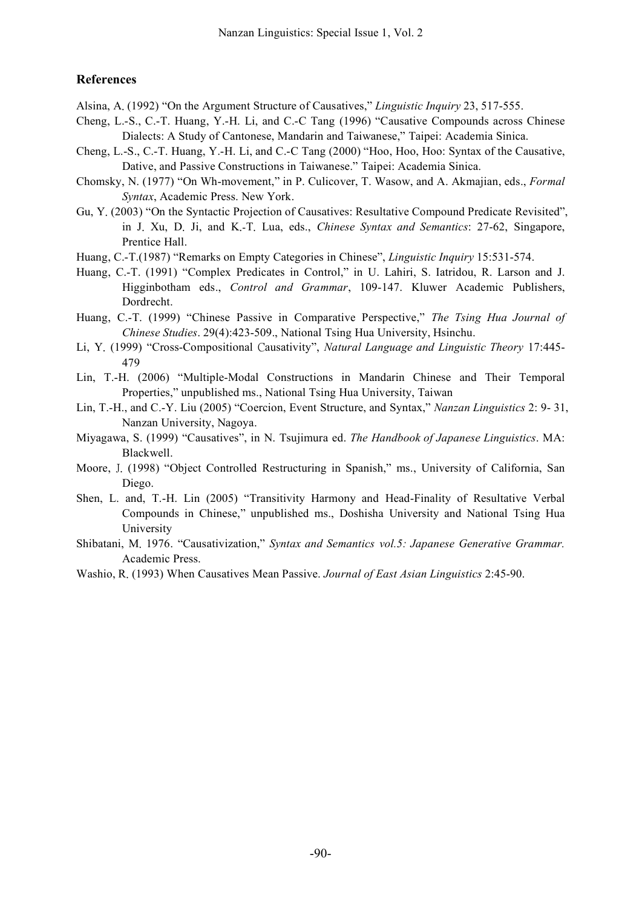## References

Alsina, A. (1992) "On the Argument Structure of Causatives," *Linguistic Inquiry* 23, 517-555.

Cheng, L.-S., C.-T. Huang, Y.-H. Li, and C.-C Tang (1996) "Causative Compounds across Chinese Dialects: A Study of Cantonese, Mandarin and Taiwanese," Taipei: Academia Sinica.

Cheng, L.-S., C.-T. Huang, Y.-H. Li, and C.-C Tang (2000) "Hoo, Hoo, Hoo: Syntax of the Causative, Dative, and Passive Constructions in Taiwanese." Taipei: Academia Sinica.

Chomsky, N. (1977) "On Wh-movement," in P. Culicover, T. Wasow, and A. Akmajian, eds., *Formal Syntax*, Academic Press. New York.

Gu, Y. (2003) "On the Syntactic Projection of Causatives: Resultative Compound Predicate Revisited", in J. Xu, D. Ji, and K.-T. Lua, eds., *Chinese Syntax and Semantics*: 27-62, Singapore, Prentice Hall.

Huang, C.-T.(1987) "Remarks on Empty Categories in Chinese", *Linguistic Inquiry* 15:531-574.

Huang, C.-T. (1991) "Complex Predicates in Control," in U. Lahiri, S. Iatridou, R. Larson and J. Higginbotham eds., *Control and Grammar*, 109-147. Kluwer Academic Publishers, Dordrecht.

Huang, C.-T. (1999) "Chinese Passive in Comparative Perspective," *The Tsing Hua Journal of Chinese Studies*. 29(4):423-509., National Tsing Hua University, Hsinchu.

Li, Y. (1999) "Cross-Compositional Causativity", *Natural Language and Linguistic Theory* 17:445-479

Lin, T.-H. (2006) "Multiple-Modal Constructions in Mandarin Chinese and Their Temporal Properties," unpublished ms., National Tsing Hua University, Taiwan

Lin, T.-H., and C.-Y. Liu (2005) "Coercion, Event Structure, and Syntax," *Nanzan Linguistics* 2: 9- 31, Nanzan University, Nagoya.

Miyagawa, S. (1999) "Causatives", in N. Tsujimura ed. *The Handbook of Japanese Linguistics*. MA: Blackwell.

Moore, J. (1998) "Object Controlled Restructuring in Spanish," ms., University of California, San Diego.

Shen, L. and, T.-H. Lin (2005) "Transitivity Harmony and Head-Finality of Resultative Verbal Compounds in Chinese," unpublished ms., Doshisha University and National Tsing Hua University

Shibatani, M. 1976. "Causativization," *Syntax and Semantics vol.5: Japanese Generative Grammar.* Academic Press.

Washio, R. (1993) When Causatives Mean Passive. *Journal of East Asian Linguistics* 2:45-90.